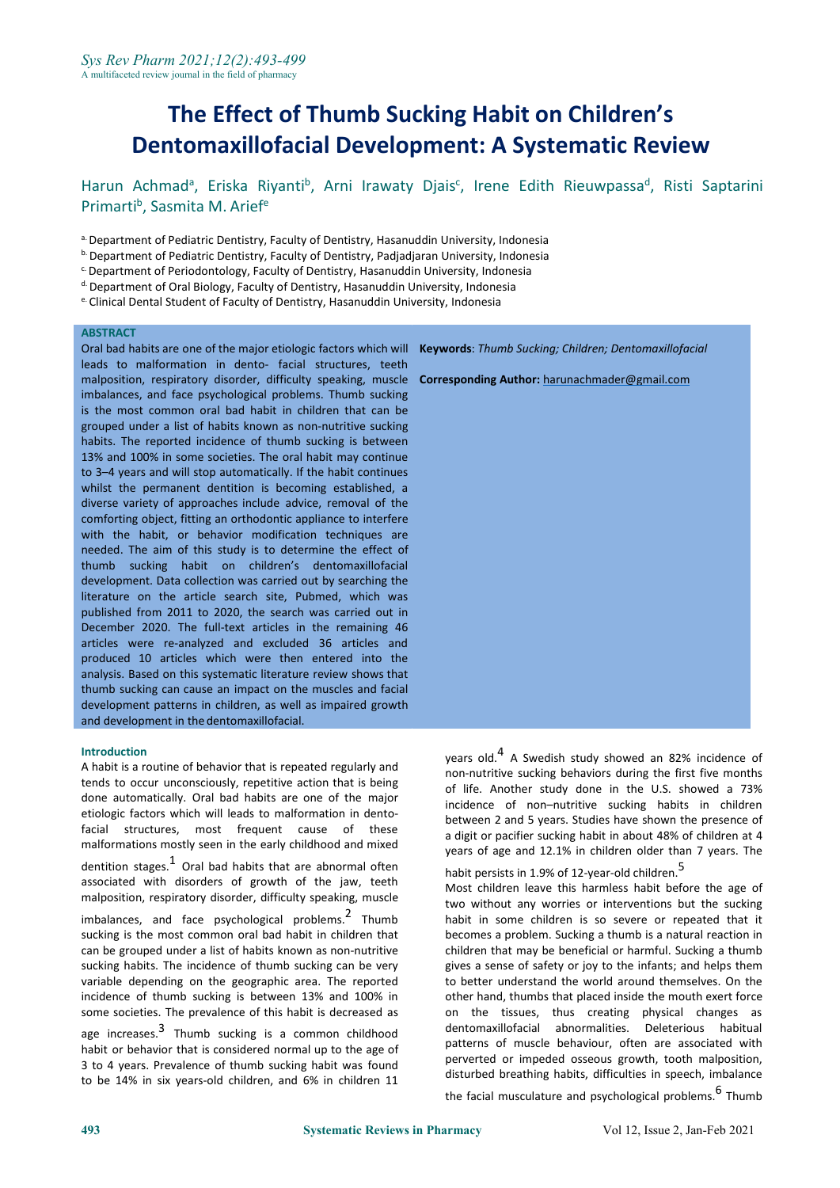# The Effect of Thumb Sucking Habit on Children's Dentomaxillofacial Development: A Systematic Review

Harun Achmad[a], Eriska Riyanti[b], Arni Irawaty Djais[c], Irene Edith Rieuwpassa[d], Risti Saptarini Primarti[b], Sasmita M. Arief[e]

[a] Department of Pediatric Dentistry, Faculty of Dentistry, Hasanuddin University, Indonesia
[b] Department of Pediatric Dentistry, Faculty of Dentistry, Padjadjaran University, Indonesia
[c] Department of Periodontology, Faculty of Dentistry, Hasanuddin University, Indonesia
[d] Department of Oral Biology, Faculty of Dentistry, Hasanuddin University, Indonesia
[e] Clinical Dental Student of Faculty of Dentistry, Hasanuddin University, Indonesia

## ABSTRACT

Oral bad habits are one of the major etiologic factors which will leads to malformation in dento- facial structures, teeth malposition, respiratory disorder, difficulty speaking, muscle imbalances, and face psychological problems. Thumb sucking is the most common oral bad habit in children that can be grouped under a list of habits known as non-nutritive sucking habits. The reported incidence of thumb sucking is between 13% and 100% in some societies. The oral habit may continue to 3–4 years and will stop automatically. If the habit continues whilst the permanent dentition is becoming established, a diverse variety of approaches include advice, removal of the comforting object, fitting an orthodontic appliance to interfere with the habit, or behavior modification techniques are needed. The aim of this study is to determine the effect of thumb sucking habit on children's dentomaxillofacial development. Data collection was carried out by searching the literature on the article search site, Pubmed, which was published from 2011 to 2020, the search was carried out in December 2020. The full-text articles in the remaining 46 articles were re-analyzed and excluded 36 articles and produced 10 articles which were then entered into the analysis. Based on this systematic literature review shows that thumb sucking can cause an impact on the muscles and facial development patterns in children, as well as impaired growth and development in the dentomaxillofacial.

**Keywords**: *Thumb Sucking; Children; Dentomaxillofacial*

**Corresponding Author:** harunachmader@gmail.com

## Introduction

A habit is a routine of behavior that is repeated regularly and tends to occur unconsciously, repetitive action that is being done automatically. Oral bad habits are one of the major etiologic factors which will leads to malformation in dento-facial structures, most frequent cause of these malformations mostly seen in the early childhood and mixed dentition stages.[1] Oral bad habits that are abnormal often associated with disorders of growth of the jaw, teeth malposition, respiratory disorder, difficulty speaking, muscle imbalances, and face psychological problems.[2] Thumb sucking is the most common oral bad habit in children that can be grouped under a list of habits known as non-nutritive sucking habits. The incidence of thumb sucking can be very variable depending on the geographic area. The reported incidence of thumb sucking is between 13% and 100% in some societies. The prevalence of this habit is decreased as age increases.[3] Thumb sucking is a common childhood habit or behavior that is considered normal up to the age of 3 to 4 years. Prevalence of thumb sucking habit was found to be 14% in six years-old children, and 6% in children 11 years old.[4] A Swedish study showed an 82% incidence of non-nutritive sucking behaviors during the first five months of life. Another study done in the U.S. showed a 73% incidence of non–nutritive sucking habits in children between 2 and 5 years. Studies have shown the presence of a digit or pacifier sucking habit in about 48% of children at 4 years of age and 12.1% in children older than 7 years. The habit persists in 1.9% of 12-year-old children.[5]

Most children leave this harmless habit before the age of two without any worries or interventions but the sucking habit in some children is so severe or repeated that it becomes a problem. Sucking a thumb is a natural reaction in children that may be beneficial or harmful. Sucking a thumb gives a sense of safety or joy to the infants; and helps them to better understand the world around themselves. On the other hand, thumbs that placed inside the mouth exert force on the tissues, thus creating physical changes as dentomaxillofacial abnormalities. Deleterious habitual patterns of muscle behaviour, often are associated with perverted or impeded osseous growth, tooth malposition, disturbed breathing habits, difficulties in speech, imbalance the facial musculature and psychological problems.[6] Thumb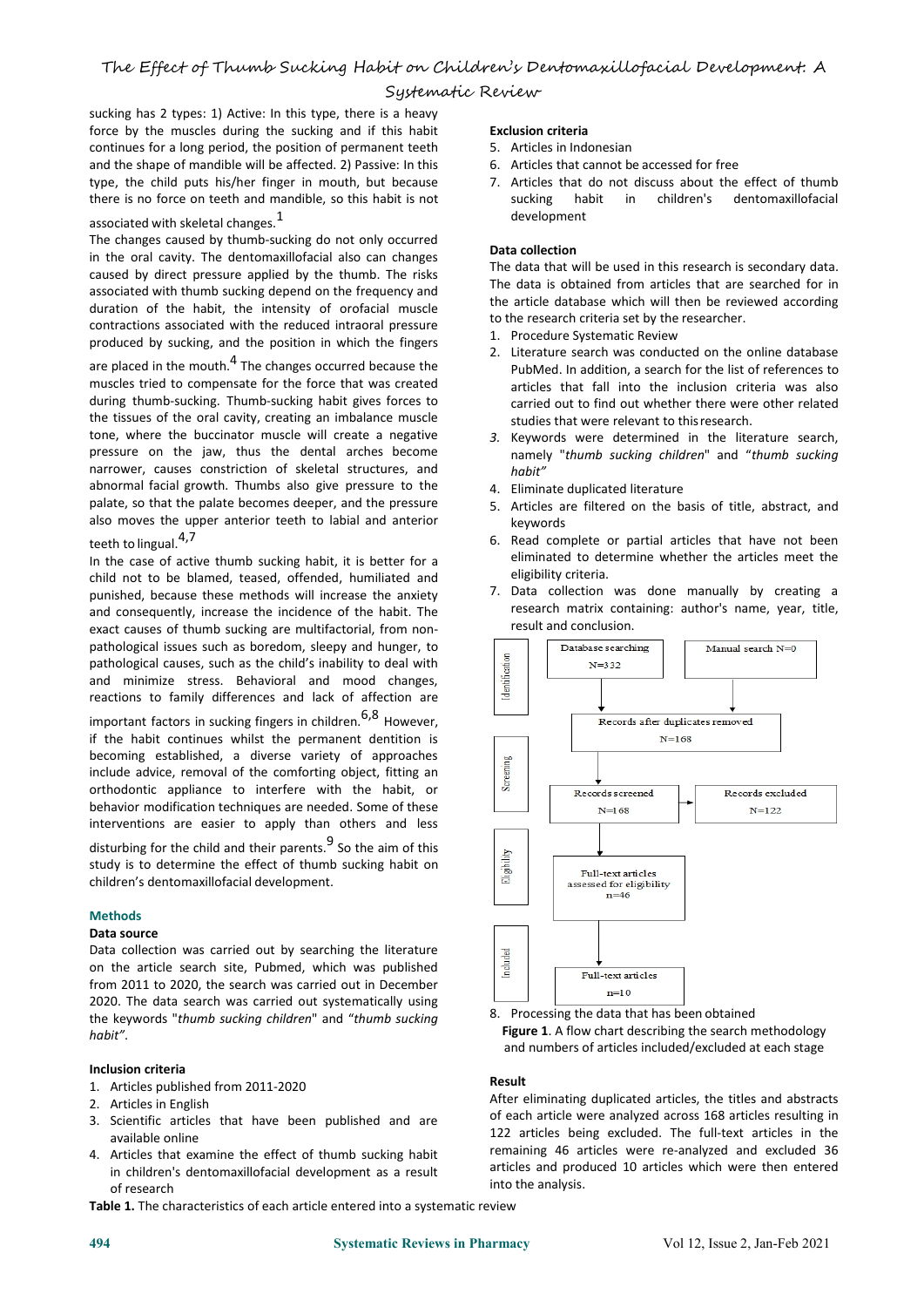sucking has 2 types: 1) Active: In this type, there is a heavy force by the muscles during the sucking and if this habit continues for a long period, the position of permanent teeth and the shape of mandible will be affected. 2) Passive: In this type, the child puts his/her finger in mouth, but because there is no force on teeth and mandible, so this habit is not associated with skeletal changes.[1]

The changes caused by thumb-sucking do not only occurred in the oral cavity. The dentomaxillofacial also can changes caused by direct pressure applied by the thumb. The risks associated with thumb sucking depend on the frequency and duration of the habit, the intensity of orofacial muscle contractions associated with the reduced intraoral pressure produced by sucking, and the position in which the fingers are placed in the mouth.[4] The changes occurred because the muscles tried to compensate for the force that was created during thumb-sucking. Thumb-sucking habit gives forces to the tissues of the oral cavity, creating an imbalance muscle tone, where the buccinator muscle will create a negative pressure on the jaw, thus the dental arches become narrower, causes constriction of skeletal structures, and abnormal facial growth. Thumbs also give pressure to the palate, so that the palate becomes deeper, and the pressure also moves the upper anterior teeth to labial and anterior teeth to lingual.[4,7]

In the case of active thumb sucking habit, it is better for a child not to be blamed, teased, offended, humiliated and punished, because these methods will increase the anxiety and consequently, increase the incidence of the habit. The exact causes of thumb sucking are multifactorial, from non-pathological issues such as boredom, sleepy and hunger, to pathological causes, such as the child's inability to deal with and minimize stress. Behavioral and mood changes, reactions to family differences and lack of affection are important factors in sucking fingers in children.[6,8] However, if the habit continues whilst the permanent dentition is becoming established, a diverse variety of approaches include advice, removal of the comforting object, fitting an orthodontic appliance to interfere with the habit, or behavior modification techniques are needed. Some of these interventions are easier to apply than others and less disturbing for the child and their parents.[9] So the aim of this study is to determine the effect of thumb sucking habit on children's dentomaxillofacial development.

## Methods

### Data source

Data collection was carried out by searching the literature on the article search site, Pubmed, which was published from 2011 to 2020, the search was carried out in December 2020. The data search was carried out systematically using the keywords "*thumb sucking children*" and "*thumb sucking habit*".

### Inclusion criteria

1. Articles published from 2011-2020
2. Articles in English
3. Scientific articles that have been published and are available online
4. Articles that examine the effect of thumb sucking habit in children's dentomaxillofacial development as a result of research

### Exclusion criteria

5. Articles in Indonesian
6. Articles that cannot be accessed for free
7. Articles that do not discuss about the effect of thumb sucking habit in children's dentomaxillofacial development

### Data collection

The data that will be used in this research is secondary data. The data is obtained from articles that are searched for in the article database which will then be reviewed according to the research criteria set by the researcher.

1. Procedure Systematic Review
2. Literature search was conducted on the online database PubMed. In addition, a search for the list of references to articles that fall into the inclusion criteria was also carried out to find out whether there were other related studies that were relevant to this research.
3. Keywords were determined in the literature search, namely "*thumb sucking children*" and "*thumb sucking habit*"
4. Eliminate duplicated literature
5. Articles are filtered on the basis of title, abstract, and keywords
6. Read complete or partial articles that have not been eliminated to determine whether the articles meet the eligibility criteria.
7. Data collection was done manually by creating a research matrix containing: author's name, year, title, result and conclusion.

| Stage | | |
|---|---|---|
| Identification | Database searching N=332 | Manual search N=0 |
| | Records after duplicates removed N=168 | |
| Screening | Records screened N=168 | Records excluded N=122 |
| Eligibility | Full-text articles assessed for eligibility n=46 | |
| Included | Full-text articles n=10 | |

8. Processing the data that has been obtained

**Figure 1**. A flow chart describing the search methodology and numbers of articles included/excluded at each stage

## Result

After eliminating duplicated articles, the titles and abstracts of each article were analyzed across 168 articles resulting in 122 articles being excluded. The full-text articles in the remaining 46 articles were re-analyzed and excluded 36 articles and produced 10 articles which were then entered into the analysis.

**Table 1.** The characteristics of each article entered into a systematic review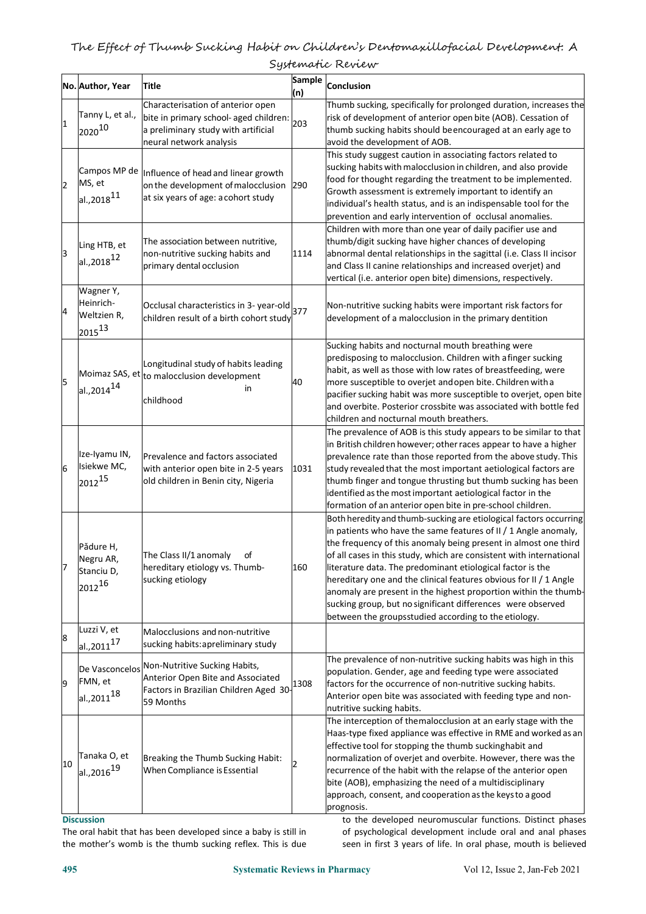| No. | Author, Year | Title | Sample (n) | Conclusion |
|---|---|---|---|---|
| 1 | Tanny L, et al., 2020[10] | Characterisation of anterior open bite in primary school- aged children: a preliminary study with artificial neural network analysis | 203 | Thumb sucking, specifically for prolonged duration, increases the risk of development of anterior open bite (AOB). Cessation of thumb sucking habits should be encouraged at an early age to avoid the development of AOB. |
| 2 | Campos MP de MS, et al., 2018[11] | Influence of head and linear growth on the development of malocclusion at six years of age: a cohort study | 290 | This study suggest caution in associating factors related to sucking habits with malocclusion in children, and also provide food for thought regarding the treatment to be implemented. Growth assessment is extremely important to identify an individual's health status, and is an indispensable tool for the prevention and early intervention of occlusal anomalies. |
| 3 | Ling HTB, et al., 2018[12] | The association between nutritive, non-nutritive sucking habits and primary dental occlusion | 1114 | Children with more than one year of daily pacifier use and thumb/digit sucking have higher chances of developing abnormal dental relationships in the sagittal (i.e. Class II incisor and Class II canine relationships and increased overjet) and vertical (i.e. anterior open bite) dimensions, respectively. |
| 4 | Wagner Y, Heinrich-Weltzien R, 2015[13] | Occlusal characteristics in 3- year-old children result of a birth cohort study | 377 | Non-nutritive sucking habits were important risk factors for development of a malocclusion in the primary dentition |
| 5 | Moimaz SAS, et al., 2014[14] | Longitudinal study of habits leading to malocclusion development in childhood | 40 | Sucking habits and nocturnal mouth breathing were predisposing to malocclusion. Children with a finger sucking habit, as well as those with low rates of breastfeeding, were more susceptible to overjet and open bite. Children with a pacifier sucking habit was more susceptible to overjet, open bite and overbite. Posterior crossbite was associated with bottle fed children and nocturnal mouth breathers. |
| 6 | Ize-Iyamu IN, Isiekwe MC, 2012[15] | Prevalence and factors associated with anterior open bite in 2-5 years old children in Benin city, Nigeria | 1031 | The prevalence of AOB is this study appears to be similar to that in British children however; other races appear to have a higher prevalence rate than those reported from the above study. This study revealed that the most important aetiological factors are thumb finger and tongue thrusting but thumb sucking has been identified as the most important aetiological factor in the formation of an anterior open bite in pre-school children. |
| 7 | Pădure H, Negru AR, Stanciu D, 2012[16] | The Class II/1 anomaly of hereditary etiology vs. Thumb-sucking etiology | 160 | Both heredity and thumb-sucking are etiological factors occurring in patients who have the same features of II / 1 Angle anomaly, the frequency of this anomaly being present in almost one third of all cases in this study, which are consistent with international literature data. The predominant etiological factor is the hereditary one and the clinical features obvious for II / 1 Angle anomaly are present in the highest proportion within the thumb-sucking group, but no significant differences were observed between the groups studied according to the etiology. |
| 8 | Luzzi V, et al., 2011[17] | Malocclusions and non-nutritive sucking habits: a preliminary study | | |
| 9 | De Vasconcelos FMN, et al., 2011[18] | Non-Nutritive Sucking Habits, Anterior Open Bite and Associated Factors in Brazilian Children Aged 30-59 Months | 1308 | The prevalence of non-nutritive sucking habits was high in this population. Gender, age and feeding type were associated factors for the occurrence of non-nutritive sucking habits. Anterior open bite was associated with feeding type and non-nutritive sucking habits. |
| 10 | Tanaka O, et al., 2016[19] | Breaking the Thumb Sucking Habit: When Compliance is Essential | 2 | The interception of the malocclusion at an early stage with the Haas-type fixed appliance was effective in RME and worked as an effective tool for stopping the thumb sucking habit and normalization of overjet and overbite. However, there was the recurrence of the habit with the relapse of the anterior open bite (AOB), emphasizing the need of a multidisciplinary approach, consent, and cooperation as the keys to a good prognosis. |

## Discussion

The oral habit that has been developed since a baby is still in the mother's womb is the thumb sucking reflex. This is due to the developed neuromuscular functions. Distinct phases of psychological development include oral and anal phases seen in first 3 years of life. In oral phase, mouth is believed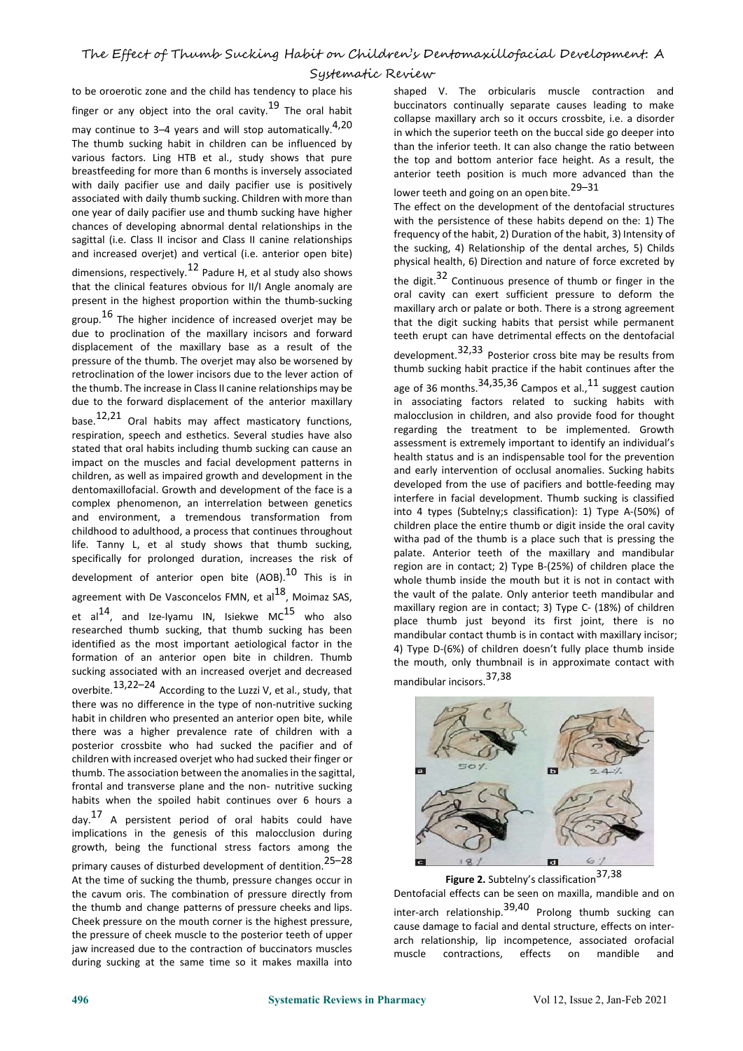to be oroerotic zone and the child has tendency to place his finger or any object into the oral cavity.[19] The oral habit may continue to 3–4 years and will stop automatically.[4,20] The thumb sucking habit in children can be influenced by various factors. Ling HTB et al., study shows that pure breastfeeding for more than 6 months is inversely associated with daily pacifier use and daily pacifier use is positively associated with daily thumb sucking. Children with more than one year of daily pacifier use and thumb sucking have higher chances of developing abnormal dental relationships in the sagittal (i.e. Class II incisor and Class II canine relationships and increased overjet) and vertical (i.e. anterior open bite) dimensions, respectively.[12] Padure H, et al study also shows that the clinical features obvious for II/I Angle anomaly are present in the highest proportion within the thumb-sucking group.[16] The higher incidence of increased overjet may be due to proclination of the maxillary incisors and forward displacement of the maxillary base as a result of the pressure of the thumb. The overjet may also be worsened by retroclination of the lower incisors due to the lever action of the thumb. The increase in Class II canine relationships may be due to the forward displacement of the anterior maxillary base.[12,21] Oral habits may affect masticatory functions, respiration, speech and esthetics. Several studies have also stated that oral habits including thumb sucking can cause an impact on the muscles and facial development patterns in children, as well as impaired growth and development in the dentomaxillofacial. Growth and development of the face is a complex phenomenon, an interrelation between genetics and environment, a tremendous transformation from childhood to adulthood, a process that continues throughout life. Tanny L, et al study shows that thumb sucking, specifically for prolonged duration, increases the risk of development of anterior open bite (AOB).[10] This is in agreement with De Vasconcelos FMN, et al[18], Moimaz SAS, et al[14], and Ize-Iyamu IN, Isiekwe MC[15] who also researched thumb sucking, that thumb sucking has been identified as the most important aetiological factor in the formation of an anterior open bite in children. Thumb sucking associated with an increased overjet and decreased overbite.[13,22–24] According to the Luzzi V, et al., study, that there was no difference in the type of non-nutritive sucking habit in children who presented an anterior open bite, while there was a higher prevalence rate of children with a posterior crossbite who had sucked the pacifier and of children with increased overjet who had sucked their finger or thumb. The association between the anomalies in the sagittal, frontal and transverse plane and the non- nutritive sucking habits when the spoiled habit continues over 6 hours a day.[17] A persistent period of oral habits could have implications in the genesis of this malocclusion during growth, being the functional stress factors among the primary causes of disturbed development of dentition.[25–28]

At the time of sucking the thumb, pressure changes occur in the cavum oris. The combination of pressure directly from the thumb and change patterns of pressure cheeks and lips. Cheek pressure on the mouth corner is the highest pressure, the pressure of cheek muscle to the posterior teeth of upper jaw increased due to the contraction of buccinators muscles during sucking at the same time so it makes maxilla into shaped V. The orbicularis muscle contraction and buccinators continually separate causes leading to make collapse maxillary arch so it occurs crossbite, i.e. a disorder in which the superior teeth on the buccal side go deeper into than the inferior teeth. It can also change the ratio between the top and bottom anterior face height. As a result, the anterior teeth position is much more advanced than the lower teeth and going on an open bite.[29–31]

The effect on the development of the dentofacial structures with the persistence of these habits depend on the: 1) The frequency of the habit, 2) Duration of the habit, 3) Intensity of the sucking, 4) Relationship of the dental arches, 5) Childs physical health, 6) Direction and nature of force excreted by the digit.[32] Continuous presence of thumb or finger in the oral cavity can exert sufficient pressure to deform the maxillary arch or palate or both. There is a strong agreement that the digit sucking habits that persist while permanent teeth erupt can have detrimental effects on the dentofacial development.[32,33] Posterior cross bite may be results from thumb sucking habit practice if the habit continues after the age of 36 months.[34,35,36] Campos et al.,[11] suggest caution in associating factors related to sucking habits with malocclusion in children, and also provide food for thought regarding the treatment to be implemented. Growth assessment is extremely important to identify an individual's health status and is an indispensable tool for the prevention and early intervention of occlusal anomalies. Sucking habits developed from the use of pacifiers and bottle-feeding may interfere in facial development. Thumb sucking is classified into 4 types (Subtelny;s classification): 1) Type A-(50%) of children place the entire thumb or digit inside the oral cavity witha pad of the thumb is a place such that is pressing the palate. Anterior teeth of the maxillary and mandibular region are in contact; 2) Type B-(25%) of children place the whole thumb inside the mouth but it is not in contact with the vault of the palate. Only anterior teeth mandibular and maxillary region are in contact; 3) Type C- (18%) of children place thumb just beyond its first joint, there is no mandibular contact thumb is in contact with maxillary incisor; 4) Type D-(6%) of children doesn't fully place thumb inside the mouth, only thumbnail is in approximate contact with mandibular incisors.[37,38]

**Figure 2.** Subtelny's classification[37,38]

Dentofacial effects can be seen on maxilla, mandible and on inter-arch relationship.[39,40] Prolong thumb sucking can cause damage to facial and dental structure, effects on inter-arch relationship, lip incompetence, associated orofacial muscle contractions, effects on mandible and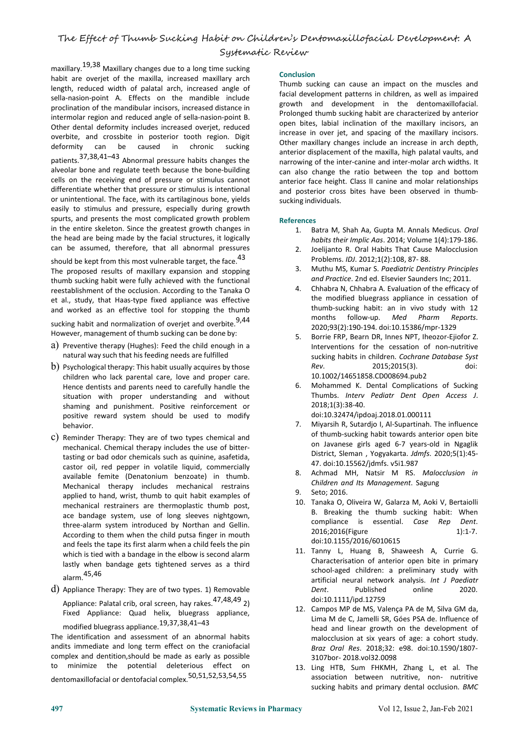maxillary.[19,38] Maxillary changes due to a long time sucking habit are overjet of the maxilla, increased maxillary arch length, reduced width of palatal arch, increased angle of sella-nasion-point A. Effects on the mandible include proclination of the mandibular incisors, increased distance in intermolar region and reduced angle of sella-nasion-point B. Other dental deformity includes increased overjet, reduced overbite, and crossbite in posterior tooth region. Digit deformity can be caused in chronic sucking patients.[37,38,41–43] Abnormal pressure habits changes the alveolar bone and regulate teeth because the bone-building cells on the receiving end of pressure or stimulus cannot differentiate whether that pressure or stimulus is intentional or unintentional. The face, with its cartilaginous bone, yields easily to stimulus and pressure, especially during growth spurts, and presents the most complicated growth problem in the entire skeleton. Since the greatest growth changes in the head are being made by the facial structures, it logically can be assumed, therefore, that all abnormal pressures should be kept from this most vulnerable target, the face.[43]

The proposed results of maxillary expansion and stopping thumb sucking habit were fully achieved with the functional reestablishment of the occlusion. According to the Tanaka O et al., study, that Haas-type fixed appliance was effective and worked as an effective tool for stopping the thumb sucking habit and normalization of overjet and overbite.[9,44]

However, management of thumb sucking can be done by:

a) Preventive therapy (Hughes): Feed the child enough in a natural way such that his feeding needs are fulfilled
b) Psychological therapy: This habit usually acquires by those children who lack parental care, love and proper care. Hence dentists and parents need to carefully handle the situation with proper understanding and without shaming and punishment. Positive reinforcement or positive reward system should be used to modify behavior.
c) Reminder Therapy: They are of two types chemical and mechanical. Chemical therapy includes the use of bitter-tasting or bad odor chemicals such as quinine, asafetida, castor oil, red pepper in volatile liquid, commercially available femite (Denatonium benzoate) in thumb. Mechanical therapy includes mechanical restrains applied to hand, wrist, thumb to quit habit examples of mechanical restrainers are thermoplastic thumb post, ace bandage system, use of long sleeves nightgown, three-alarm system introduced by Northan and Gellin. According to them when the child putsa finger in mouth and feels the tape its first alarm when a child feels the pin which is tied with a bandage in the elbow is second alarm lastly when bandage gets tightened serves as a third alarm.[45,46]
d) Appliance Therapy: They are of two types. 1) Removable Appliance: Palatal crib, oral screen, hay rakes.[47,48,49] 2) Fixed Appliance: Quad helix, bluegrass appliance, modified bluegrass appliance.[19,37,38,41–43]

The identification and assessment of an abnormal habits andits immediate and long term effect on the craniofacial complex and dentition,should be made as early as possible to minimize the potential deleterious effect on dentomaxillofacial or dentofacial complex.[50,51,52,53,54,55]

## Conclusion

Thumb sucking can cause an impact on the muscles and facial development patterns in children, as well as impaired growth and development in the dentomaxillofacial. Prolonged thumb sucking habit are characterized by anterior open bites, labial inclination of the maxillary incisors, an increase in over jet, and spacing of the maxillary incisors. Other maxillary changes include an increase in arch depth, anterior displacement of the maxilla, high palatal vaults, and narrowing of the inter-canine and inter-molar arch widths. It can also change the ratio between the top and bottom anterior face height. Class II canine and molar relationships and posterior cross bites have been observed in thumb-sucking individuals.

## References

1. Batra M, Shah Aa, Gupta M. Annals Medicus. *Oral habits their Implic Aas*. 2014; Volume 1(4):179-186.
2. Joelijanto R. Oral Habits That Cause Malocclusion Problems. *IDJ*. 2012;1(2):108, 87- 88.
3. Muthu MS, Kumar S. *Paediatric Dentistry Principles and Practice*. 2nd ed. Elsevier Saunders Inc; 2011.
4. Chhabra N, Chhabra A. Evaluation of the efficacy of the modified bluegrass appliance in cessation of thumb-sucking habit: an in vivo study with 12 months follow-up. *Med Pharm Reports*. 2020;93(2):190-194. doi:10.15386/mpr-1329
5. Borrie FRP, Bearn DR, Innes NPT, Iheozor-Ejiofor Z. Interventions for the cessation of non-nutritive sucking habits in children. *Cochrane Database Syst Rev*. 2015;2015(3). doi: 10.1002/14651858.CD008694.pub2
6. Mohammed K. Dental Complications of Sucking Thumbs. *Interv Pediatr Dent Open Access J*. 2018;1(3):38-40. doi:10.32474/ipdoaj.2018.01.000111
7. Miyarsih R, Sutardjo I, Al-Supartinah. The influence of thumb-sucking habit towards anterior open bite on Javanese girls aged 6-7 years-old in Ngaglik District, Sleman , Yogyakarta. *Jdmfs*. 2020;5(1):45-47. doi:10.15562/jdmfs. v5i1.987
8. Achmad MH, Natsir M RS. *Malocclusion in Children and Its Management*. Sagung
9. Seto; 2016.
10. Tanaka O, Oliveira W, Galarza M, Aoki V, Bertaiolli B. Breaking the thumb sucking habit: When compliance is essential. *Case Rep Dent*. 2016;2016(Figure 1):1-7. doi:10.1155/2016/6010615
11. Tanny L, Huang B, Shaweesh A, Currie G. Characterisation of anterior open bite in primary school-aged children: a preliminary study with artificial neural network analysis. *Int J Paediatr Dent*. Published online 2020. doi:10.1111/ipd.12759
12. Campos MP de MS, Valença PA de M, Silva GM da, Lima M de C, Jamelli SR, Góes PSA de. Influence of head and linear growth on the development of malocclusion at six years of age: a cohort study. *Braz Oral Res*. 2018;32: e98. doi:10.1590/1807-3107bor- 2018.vol32.0098
13. Ling HTB, Sum FHKMH, Zhang L, et al. The association between nutritive, non- nutritive sucking habits and primary dental occlusion. *BMC*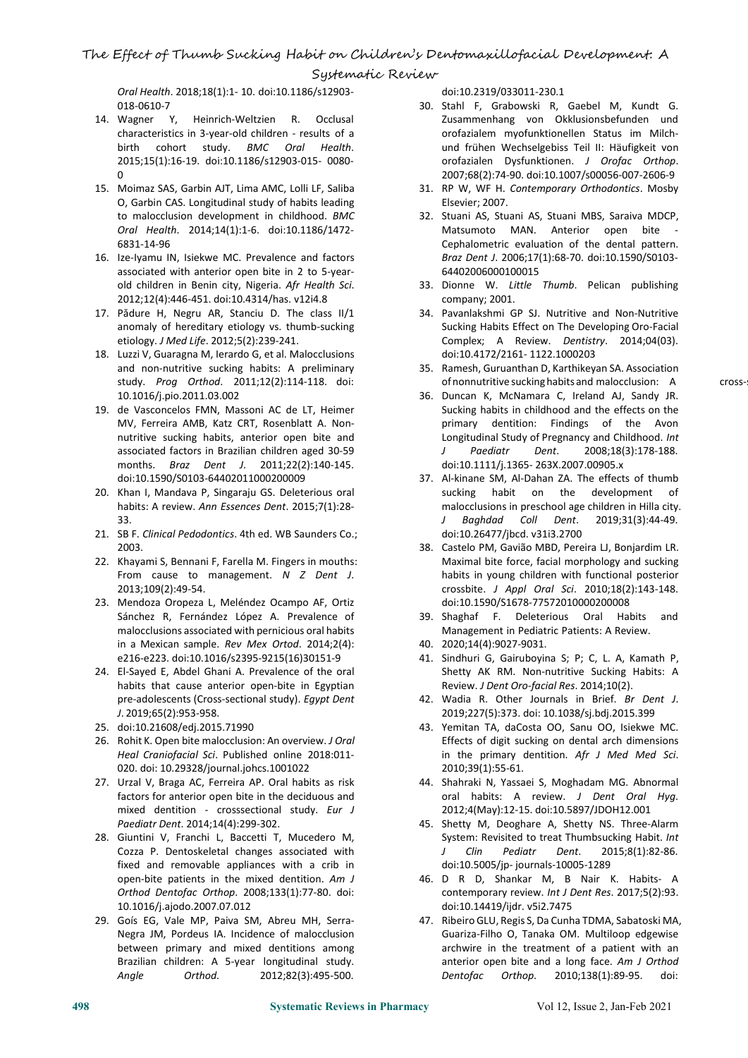*Oral Health*. 2018;18(1):1- 10. doi:10.1186/s12903-018-0610-7

14. Wagner Y, Heinrich-Weltzien R. Occlusal characteristics in 3-year-old children - results of a birth cohort study. *BMC Oral Health*. 2015;15(1):16-19. doi:10.1186/s12903-015- 0080-0
15. Moimaz SAS, Garbin AJT, Lima AMC, Lolli LF, Saliba O, Garbin CAS. Longitudinal study of habits leading to malocclusion development in childhood. *BMC Oral Health*. 2014;14(1):1-6. doi:10.1186/1472-6831-14-96
16. Ize-Iyamu IN, Isiekwe MC. Prevalence and factors associated with anterior open bite in 2 to 5-year-old children in Benin city, Nigeria. *Afr Health Sci*. 2012;12(4):446-451. doi:10.4314/has. v12i4.8
17. Pădure H, Negru AR, Stanciu D. The class II/1 anomaly of hereditary etiology vs. thumb-sucking etiology. *J Med Life*. 2012;5(2):239-241.
18. Luzzi V, Guaragna M, Ierardo G, et al. Malocclusions and non-nutritive sucking habits: A preliminary study. *Prog Orthod*. 2011;12(2):114-118. doi: 10.1016/j.pio.2011.03.002
19. de Vasconcelos FMN, Massoni AC de LT, Heimer MV, Ferreira AMB, Katz CRT, Rosenblatt A. Non-nutritive sucking habits, anterior open bite and associated factors in Brazilian children aged 30-59 months. *Braz Dent J*. 2011;22(2):140-145. doi:10.1590/S0103-64402011000200009
20. Khan I, Mandava P, Singaraju GS. Deleterious oral habits: A review. *Ann Essences Dent*. 2015;7(1):28-33.
21. SB F. *Clinical Pedodontics*. 4th ed. WB Saunders Co.; 2003.
22. Khayami S, Bennani F, Farella M. Fingers in mouths: From cause to management. *N Z Dent J*. 2013;109(2):49-54.
23. Mendoza Oropeza L, Meléndez Ocampo AF, Ortiz Sánchez R, Fernández López A. Prevalence of malocclusions associated with pernicious oral habits in a Mexican sample. *Rev Mex Ortod*. 2014;2(4): e216-e223. doi:10.1016/s2395-9215(16)30151-9
24. El-Sayed E, Abdel Ghani A. Prevalence of the oral habits that cause anterior open-bite in Egyptian pre-adolescents (Cross-sectional study). *Egypt Dent J*. 2019;65(2):953-958.
25. doi:10.21608/edj.2015.71990
26. Rohit K. Open bite malocclusion: An overview. *J Oral Heal Craniofacial Sci*. Published online 2018:011-020. doi: 10.29328/journal.johcs.1001022
27. Urzal V, Braga AC, Ferreira AP. Oral habits as risk factors for anterior open bite in the deciduous and mixed dentition - crosssectional study. *Eur J Paediatr Dent*. 2014;14(4):299-302.
28. Giuntini V, Franchi L, Baccetti T, Mucedero M, Cozza P. Dentoskeletal changes associated with fixed and removable appliances with a crib in open-bite patients in the mixed dentition. *Am J Orthod Dentofac Orthop*. 2008;133(1):77-80. doi: 10.1016/j.ajodo.2007.07.012
29. Goís EG, Vale MP, Paiva SM, Abreu MH, Serra-Negra JM, Pordeus IA. Incidence of malocclusion between primary and mixed dentitions among Brazilian children: A 5-year longitudinal study. *Angle Orthod*. 2012;82(3):495-500. doi:10.2319/033011-230.1
30. Stahl F, Grabowski R, Gaebel M, Kundt G. Zusammenhang von Okklusionsbefunden und orofazialem myofunktionellen Status im Milch- und frühen Wechselgebiss Teil II: Häufigkeit von orofazialen Dysfunktionen. *J Orofac Orthop*. 2007;68(2):74-90. doi:10.1007/s00056-007-2606-9
31. RP W, WF H. *Contemporary Orthodontics*. Mosby Elsevier; 2007.
32. Stuani AS, Stuani AS, Stuani MBS, Saraiva MDCP, Matsumoto MAN. Anterior open bite - Cephalometric evaluation of the dental pattern. *Braz Dent J*. 2006;17(1):68-70. doi:10.1590/S0103-64402006000100015
33. Dionne W. *Little Thumb*. Pelican publishing company; 2001.
34. Pavanlakshmi GP SJ. Nutritive and Non-Nutritive Sucking Habits Effect on The Developing Oro-Facial Complex; A Review. *Dentistry*. 2014;04(03). doi:10.4172/2161- 1122.1000203
35. Ramesh, Guruanthan D, Karthikeyan SA. Association of nonnutritive sucking habits and malocclusion: A cross-s
36. Duncan K, McNamara C, Ireland AJ, Sandy JR. Sucking habits in childhood and the effects on the primary dentition: Findings of the Avon Longitudinal Study of Pregnancy and Childhood. *Int J Paediatr Dent*. 2008;18(3):178-188. doi:10.1111/j.1365- 263X.2007.00905.x
37. Al-kinane SM, Al-Dahan ZA. The effects of thumb sucking habit on the development of malocclusions in preschool age children in Hilla city. *J Baghdad Coll Dent*. 2019;31(3):44-49. doi:10.26477/jbcd. v31i3.2700
38. Castelo PM, Gavião MBD, Pereira LJ, Bonjardim LR. Maximal bite force, facial morphology and sucking habits in young children with functional posterior crossbite. *J Appl Oral Sci*. 2010;18(2):143-148. doi:10.1590/S1678-77572010000200008
39. Shaghaf F. Deleterious Oral Habits and Management in Pediatric Patients: A Review.
40. 2020;14(4):9027-9031.
41. Sindhuri G, Gairuboyina S; P; C, L. A, Kamath P, Shetty AK RM. Non-nutritive Sucking Habits: A Review. *J Dent Oro-facial Res*. 2014;10(2).
42. Wadia R. Other Journals in Brief. *Br Dent J*. 2019;227(5):373. doi: 10.1038/sj.bdj.2015.399
43. Yemitan TA, daCosta OO, Sanu OO, Isiekwe MC. Effects of digit sucking on dental arch dimensions in the primary dentition. *Afr J Med Med Sci*. 2010;39(1):55-61.
44. Shahraki N, Yassaei S, Moghadam MG. Abnormal oral habits: A review. *J Dent Oral Hyg*. 2012;4(May):12-15. doi:10.5897/JDOH12.001
45. Shetty M, Deoghare A, Shetty NS. Three-Alarm System: Revisited to treat Thumbsucking Habit. *Int J Clin Pediatr Dent*. 2015;8(1):82-86. doi:10.5005/jp- journals-10005-1289
46. D R D, Shankar M, B Nair K. Habits- A contemporary review. *Int J Dent Res*. 2017;5(2):93. doi:10.14419/ijdr. v5i2.7475
47. Ribeiro GLU, Regis S, Da Cunha TDMA, Sabatoski MA, Guariza-Filho O, Tanaka OM. Multiloop edgewise archwire in the treatment of a patient with an anterior open bite and a long face. *Am J Orthod Dentofac Orthop*. 2010;138(1):89-95. doi: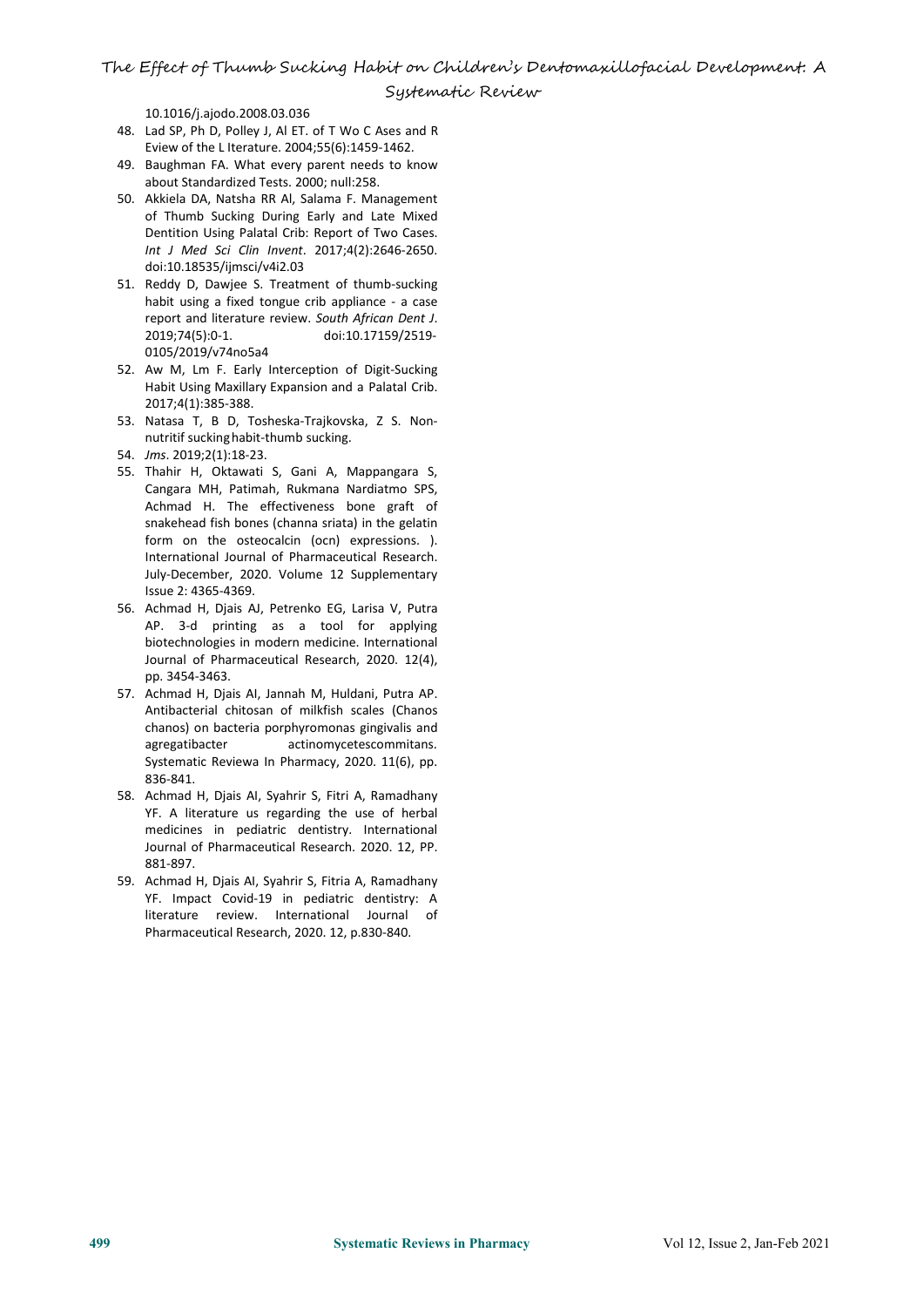10.1016/j.ajodo.2008.03.036

48. Lad SP, Ph D, Polley J, Al ET. of T Wo C Ases and R Eview of the L Iterature. 2004;55(6):1459-1462.
49. Baughman FA. What every parent needs to know about Standardized Tests. 2000; null:258.
50. Akkiela DA, Natsha RR Al, Salama F. Management of Thumb Sucking During Early and Late Mixed Dentition Using Palatal Crib: Report of Two Cases. *Int J Med Sci Clin Invent*. 2017;4(2):2646-2650. doi:10.18535/ijmsci/v4i2.03
51. Reddy D, Dawjee S. Treatment of thumb-sucking habit using a fixed tongue crib appliance - a case report and literature review. *South African Dent J*. 2019;74(5):0-1. doi:10.17159/2519-0105/2019/v74no5a4
52. Aw M, Lm F. Early Interception of Digit-Sucking Habit Using Maxillary Expansion and a Palatal Crib. 2017;4(1):385-388.
53. Natasa T, B D, Tosheska-Trajkovska, Z S. Non-nutritif sucking habit-thumb sucking.
54. *Jms*. 2019;2(1):18-23.
55. Thahir H, Oktawati S, Gani A, Mappangara S, Cangara MH, Patimah, Rukmana Nardiatmo SPS, Achmad H. The effectiveness bone graft of snakehead fish bones (channa sriata) in the gelatin form on the osteocalcin (ocn) expressions. ). International Journal of Pharmaceutical Research. July-December, 2020. Volume 12 Supplementary Issue 2: 4365-4369.
56. Achmad H, Djais AJ, Petrenko EG, Larisa V, Putra AP. 3-d printing as a tool for applying biotechnologies in modern medicine. International Journal of Pharmaceutical Research, 2020. 12(4), pp. 3454-3463.
57. Achmad H, Djais AI, Jannah M, Huldani, Putra AP. Antibacterial chitosan of milkfish scales (Chanos chanos) on bacteria porphyromonas gingivalis and agregatibacter actinomycetescommitans. Systematic Reviewa In Pharmacy, 2020. 11(6), pp. 836-841.
58. Achmad H, Djais AI, Syahrir S, Fitri A, Ramadhany YF. A literature us regarding the use of herbal medicines in pediatric dentistry. International Journal of Pharmaceutical Research. 2020. 12, PP. 881-897.
59. Achmad H, Djais AI, Syahrir S, Fitria A, Ramadhany YF. Impact Covid-19 in pediatric dentistry: A literature review. International Journal of Pharmaceutical Research, 2020. 12, p.830-840.